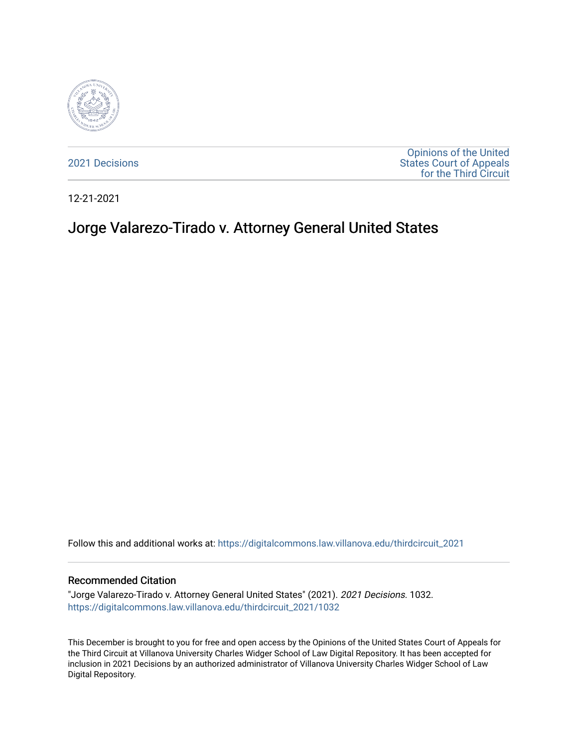2021 Decisions

Opinions of the United States Court of Appeals for the Third Circuit

12-21-2021

# Jorge Valarezo-Tirado v. Attorney General United States

Follow this and additional works at: https://digitalcommons.law.villanova.edu/thirdcircuit_2021

## Recommended Citation

"Jorge Valarezo-Tirado v. Attorney General United States" (2021). *2021 Decisions*. 1032.
https://digitalcommons.law.villanova.edu/thirdcircuit_2021/1032

This December is brought to you for free and open access by the Opinions of the United States Court of Appeals for the Third Circuit at Villanova University Charles Widger School of Law Digital Repository. It has been accepted for inclusion in 2021 Decisions by an authorized administrator of Villanova University Charles Widger School of Law Digital Repository.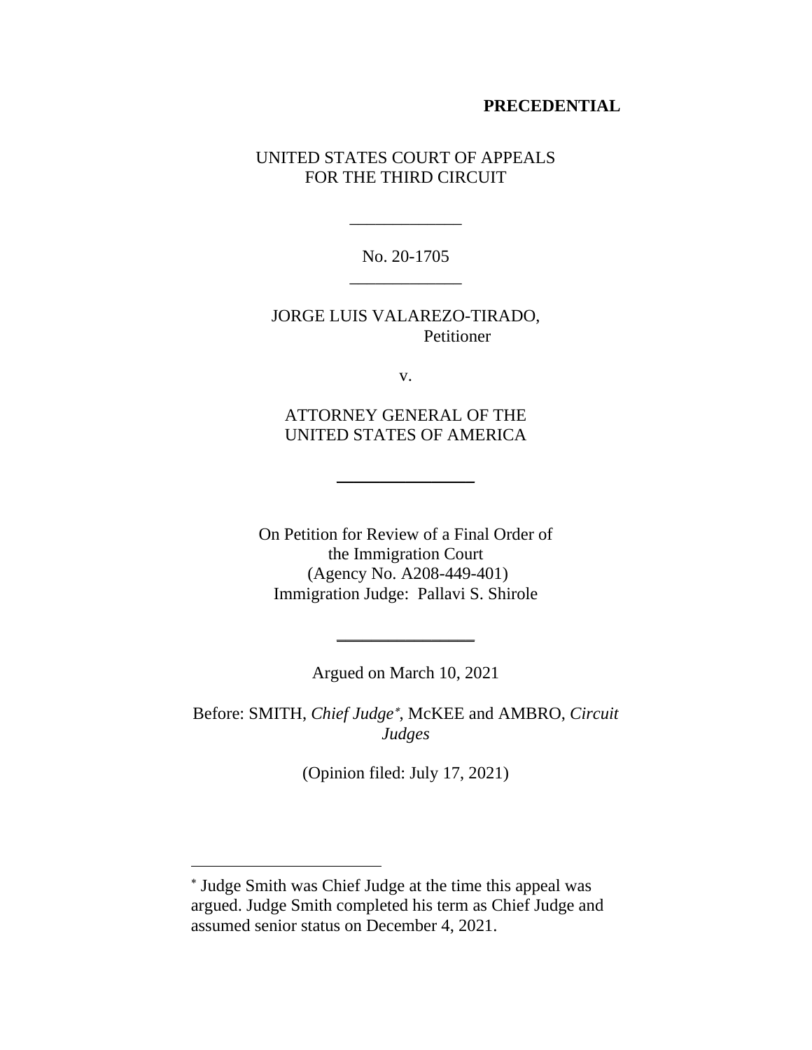**PRECEDENTIAL**

UNITED STATES COURT OF APPEALS
FOR THE THIRD CIRCUIT

\_\_\_\_\_\_\_\_\_\_\_\_\_

No. 20-1705

\_\_\_\_\_\_\_\_\_\_\_\_\_

JORGE LUIS VALAREZO-TIRADO,
Petitioner

v.

ATTORNEY GENERAL OF THE
UNITED STATES OF AMERICA

---

On Petition for Review of a Final Order of
the Immigration Court
(Agency No. A208-449-401)
Immigration Judge: Pallavi S. Shirole

---

Argued on March 10, 2021

Before: SMITH, *Chief Judge*[*], McKEE and AMBRO, *Circuit Judges*

(Opinion filed: July 17, 2021)

---

[*] Judge Smith was Chief Judge at the time this appeal was argued. Judge Smith completed his term as Chief Judge and assumed senior status on December 4, 2021.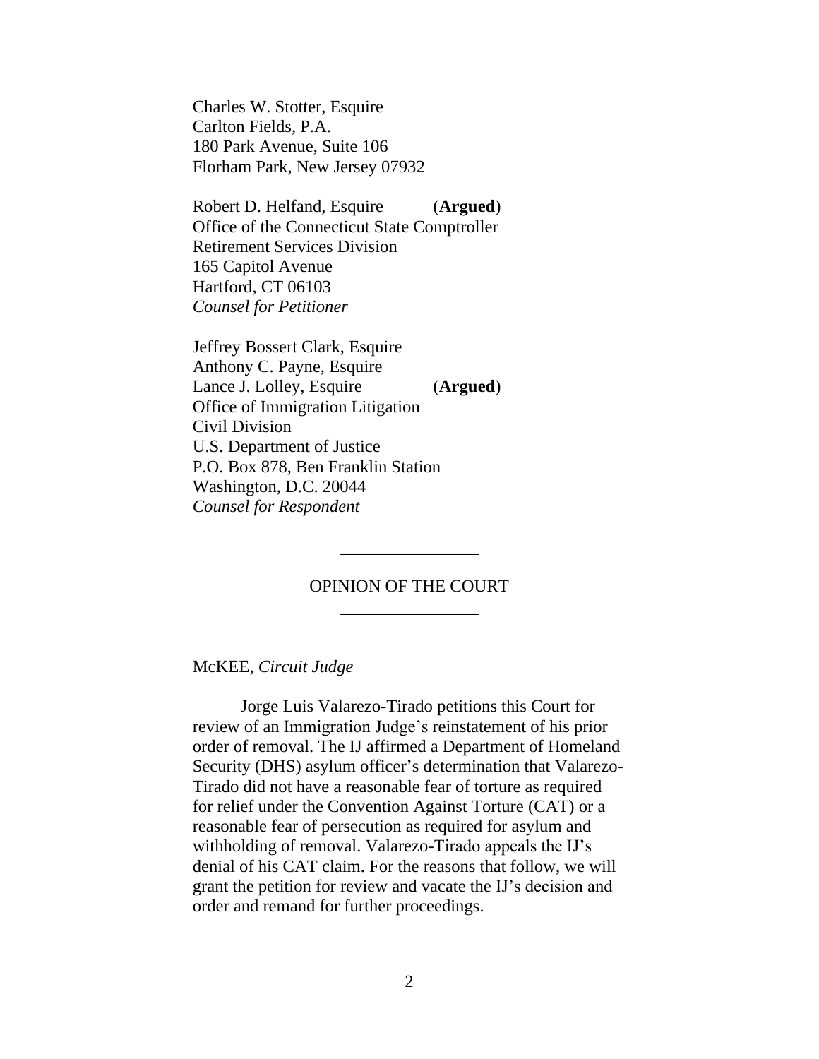Charles W. Stotter, Esquire
Carlton Fields, P.A.
180 Park Avenue, Suite 106
Florham Park, New Jersey 07932

Robert D. Helfand, Esquire (**Argued**)
Office of the Connecticut State Comptroller
Retirement Services Division
165 Capitol Avenue
Hartford, CT 06103
*Counsel for Petitioner*

Jeffrey Bossert Clark, Esquire
Anthony C. Payne, Esquire
Lance J. Lolley, Esquire (**Argued**)
Office of Immigration Litigation
Civil Division
U.S. Department of Justice
P.O. Box 878, Ben Franklin Station
Washington, D.C. 20044
*Counsel for Respondent*

---

OPINION OF THE COURT

---

McKEE, *Circuit Judge*

Jorge Luis Valarezo-Tirado petitions this Court for review of an Immigration Judge's reinstatement of his prior order of removal. The IJ affirmed a Department of Homeland Security (DHS) asylum officer's determination that Valarezo-Tirado did not have a reasonable fear of torture as required for relief under the Convention Against Torture (CAT) or a reasonable fear of persecution as required for asylum and withholding of removal. Valarezo-Tirado appeals the IJ's denial of his CAT claim. For the reasons that follow, we will grant the petition for review and vacate the IJ's decision and order and remand for further proceedings.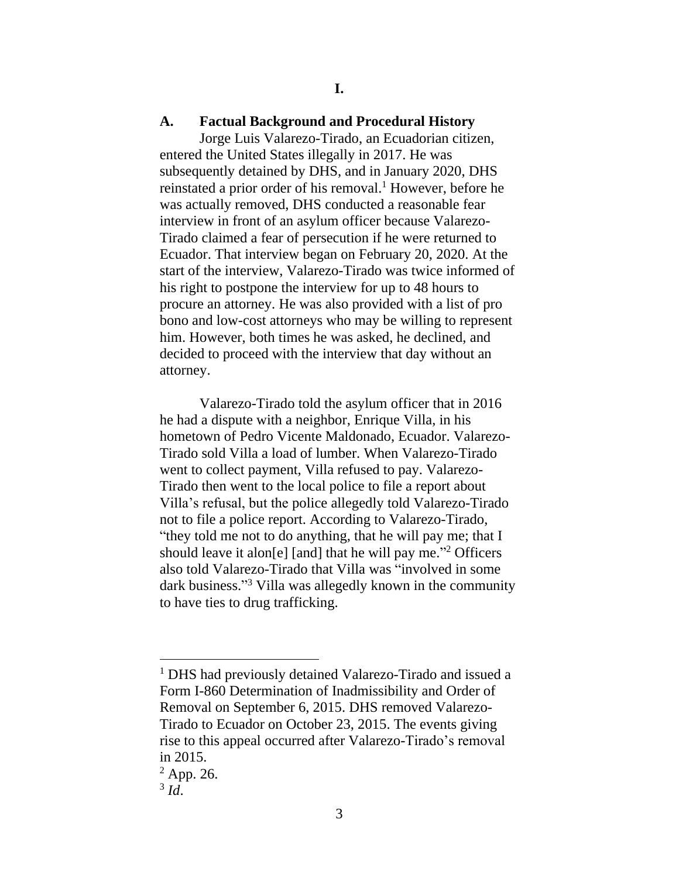# I.

## A. Factual Background and Procedural History

Jorge Luis Valarezo-Tirado, an Ecuadorian citizen, entered the United States illegally in 2017. He was subsequently detained by DHS, and in January 2020, DHS reinstated a prior order of his removal.[1] However, before he was actually removed, DHS conducted a reasonable fear interview in front of an asylum officer because Valarezo-Tirado claimed a fear of persecution if he were returned to Ecuador. That interview began on February 20, 2020. At the start of the interview, Valarezo-Tirado was twice informed of his right to postpone the interview for up to 48 hours to procure an attorney. He was also provided with a list of pro bono and low-cost attorneys who may be willing to represent him. However, both times he was asked, he declined, and decided to proceed with the interview that day without an attorney.

Valarezo-Tirado told the asylum officer that in 2016 he had a dispute with a neighbor, Enrique Villa, in his hometown of Pedro Vicente Maldonado, Ecuador. Valarezo-Tirado sold Villa a load of lumber. When Valarezo-Tirado went to collect payment, Villa refused to pay. Valarezo-Tirado then went to the local police to file a report about Villa's refusal, but the police allegedly told Valarezo-Tirado not to file a police report. According to Valarezo-Tirado, "they told me not to do anything, that he will pay me; that I should leave it alon[e] [and] that he will pay me."[2] Officers also told Valarezo-Tirado that Villa was "involved in some dark business."[3] Villa was allegedly known in the community to have ties to drug trafficking.

---

[1] DHS had previously detained Valarezo-Tirado and issued a Form I-860 Determination of Inadmissibility and Order of Removal on September 6, 2015. DHS removed Valarezo-Tirado to Ecuador on October 23, 2015. The events giving rise to this appeal occurred after Valarezo-Tirado's removal in 2015.

[2] App. 26.

[3] *Id*.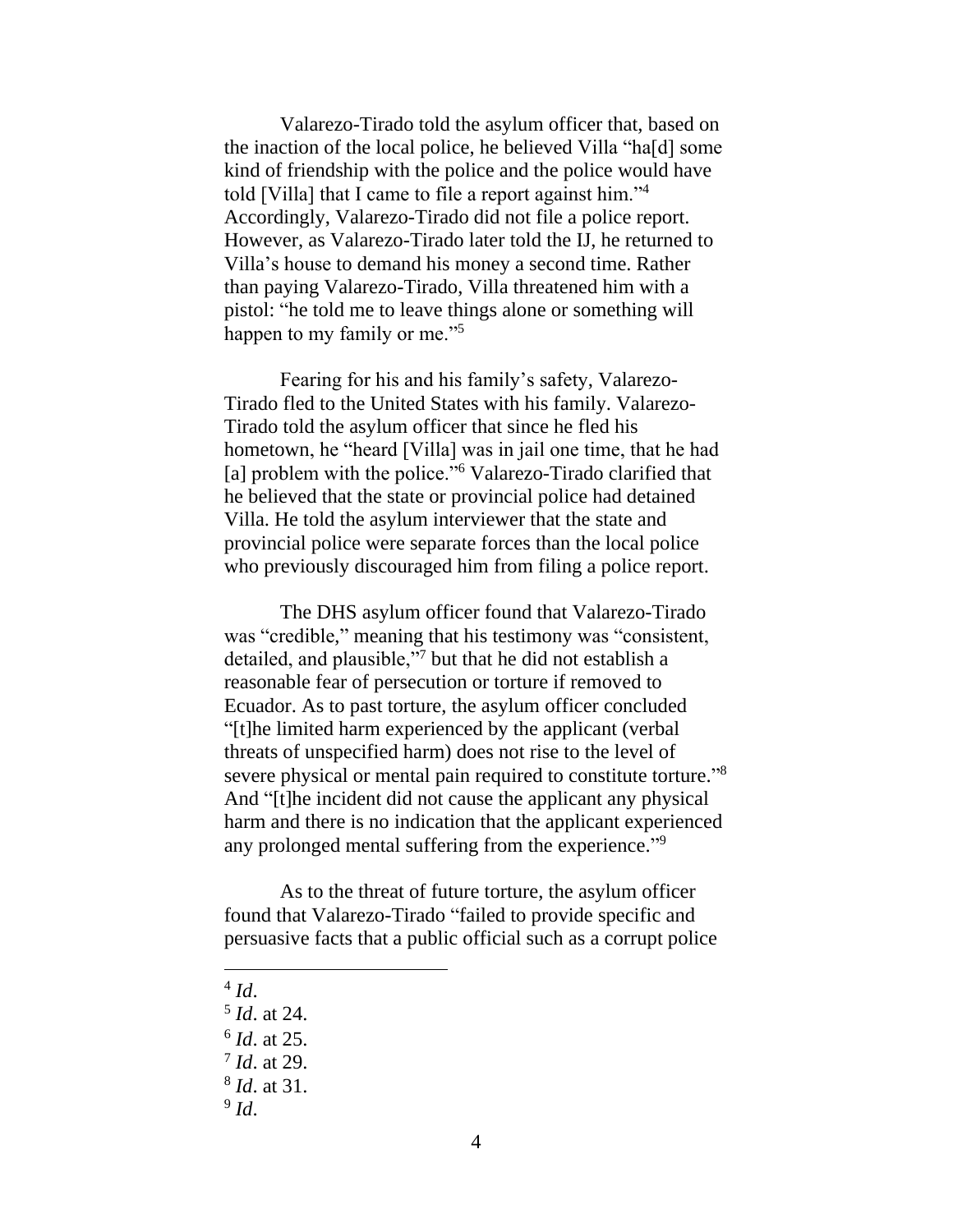Valarezo-Tirado told the asylum officer that, based on the inaction of the local police, he believed Villa "ha[d] some kind of friendship with the police and the police would have told [Villa] that I came to file a report against him."[4] Accordingly, Valarezo-Tirado did not file a police report. However, as Valarezo-Tirado later told the IJ, he returned to Villa's house to demand his money a second time. Rather than paying Valarezo-Tirado, Villa threatened him with a pistol: "he told me to leave things alone or something will happen to my family or me."[5]

Fearing for his and his family's safety, Valarezo-Tirado fled to the United States with his family. Valarezo-Tirado told the asylum officer that since he fled his hometown, he "heard [Villa] was in jail one time, that he had [a] problem with the police."[6] Valarezo-Tirado clarified that he believed that the state or provincial police had detained Villa. He told the asylum interviewer that the state and provincial police were separate forces than the local police who previously discouraged him from filing a police report.

The DHS asylum officer found that Valarezo-Tirado was "credible," meaning that his testimony was "consistent, detailed, and plausible,"[7] but that he did not establish a reasonable fear of persecution or torture if removed to Ecuador. As to past torture, the asylum officer concluded "[t]he limited harm experienced by the applicant (verbal threats of unspecified harm) does not rise to the level of severe physical or mental pain required to constitute torture."[8] And "[t]he incident did not cause the applicant any physical harm and there is no indication that the applicant experienced any prolonged mental suffering from the experience."[9]

As to the threat of future torture, the asylum officer found that Valarezo-Tirado "failed to provide specific and persuasive facts that a public official such as a corrupt police

---

[4] *Id*.

[5] *Id*. at 24.

[6] *Id*. at 25.

[7] *Id*. at 29.

[8] *Id*. at 31.

[9] *Id*.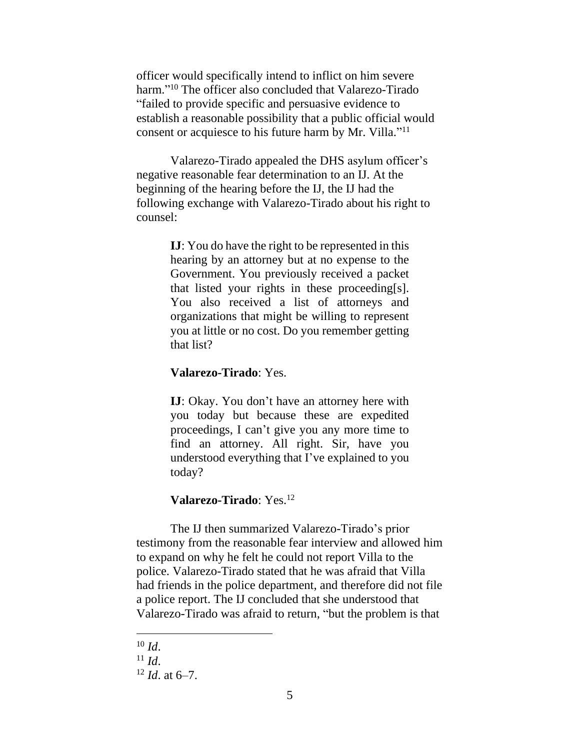officer would specifically intend to inflict on him severe harm."[10] The officer also concluded that Valarezo-Tirado "failed to provide specific and persuasive evidence to establish a reasonable possibility that a public official would consent or acquiesce to his future harm by Mr. Villa."[11]

Valarezo-Tirado appealed the DHS asylum officer's negative reasonable fear determination to an IJ. At the beginning of the hearing before the IJ, the IJ had the following exchange with Valarezo-Tirado about his right to counsel:

> **IJ**: You do have the right to be represented in this hearing by an attorney but at no expense to the Government. You previously received a packet that listed your rights in these proceeding[s]. You also received a list of attorneys and organizations that might be willing to represent you at little or no cost. Do you remember getting that list?
>
> **Valarezo-Tirado**: Yes.
>
> **IJ**: Okay. You don't have an attorney here with you today but because these are expedited proceedings, I can't give you any more time to find an attorney. All right. Sir, have you understood everything that I've explained to you today?
>
> **Valarezo-Tirado**: Yes.[12]

The IJ then summarized Valarezo-Tirado's prior testimony from the reasonable fear interview and allowed him to expand on why he felt he could not report Villa to the police. Valarezo-Tirado stated that he was afraid that Villa had friends in the police department, and therefore did not file a police report. The IJ concluded that she understood that Valarezo-Tirado was afraid to return, "but the problem is that

---

[10] *Id*.

[11] *Id*.

[12] *Id*. at 6–7.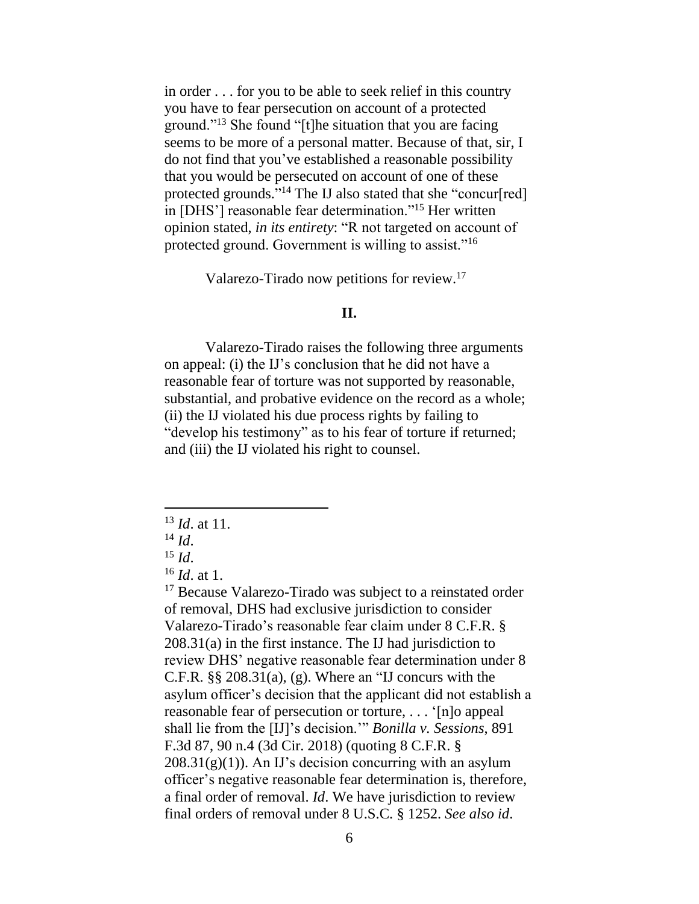in order . . . for you to be able to seek relief in this country you have to fear persecution on account of a protected ground."[13] She found "[t]he situation that you are facing seems to be more of a personal matter. Because of that, sir, I do not find that you've established a reasonable possibility that you would be persecuted on account of one of these protected grounds."[14] The IJ also stated that she "concur[red] in [DHS'] reasonable fear determination."[15] Her written opinion stated, *in its entirety*: "R not targeted on account of protected ground. Government is willing to assist."[16]

Valarezo-Tirado now petitions for review.[17]

**II.**

Valarezo-Tirado raises the following three arguments on appeal: (i) the IJ's conclusion that he did not have a reasonable fear of torture was not supported by reasonable, substantial, and probative evidence on the record as a whole; (ii) the IJ violated his due process rights by failing to "develop his testimony" as to his fear of torture if returned; and (iii) the IJ violated his right to counsel.

---

[13] *Id*. at 11.

[14] *Id*.

[15] *Id*.

[16] *Id*. at 1.

[17] Because Valarezo-Tirado was subject to a reinstated order of removal, DHS had exclusive jurisdiction to consider Valarezo-Tirado's reasonable fear claim under 8 C.F.R. § 208.31(a) in the first instance. The IJ had jurisdiction to review DHS' negative reasonable fear determination under 8 C.F.R. §§ 208.31(a), (g). Where an "IJ concurs with the asylum officer's decision that the applicant did not establish a reasonable fear of persecution or torture, . . . '[n]o appeal shall lie from the [IJ]'s decision.'" *Bonilla v. Sessions*, 891 F.3d 87, 90 n.4 (3d Cir. 2018) (quoting 8 C.F.R. § 208.31(g)(1)). An IJ's decision concurring with an asylum officer's negative reasonable fear determination is, therefore, a final order of removal. *Id*. We have jurisdiction to review final orders of removal under 8 U.S.C. § 1252. *See also id*.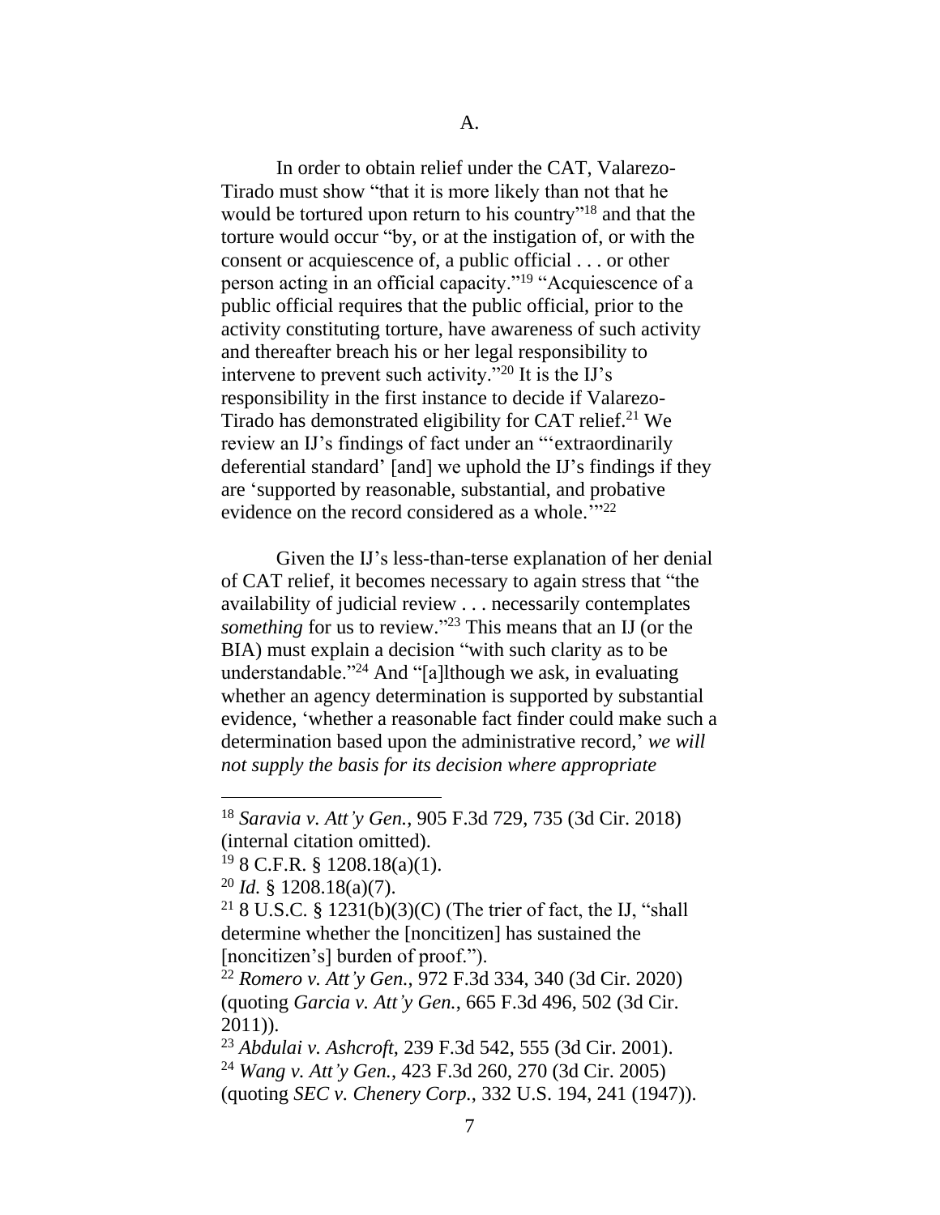A.

In order to obtain relief under the CAT, Valarezo-Tirado must show "that it is more likely than not that he would be tortured upon return to his country"[18] and that the torture would occur "by, or at the instigation of, or with the consent or acquiescence of, a public official . . . or other person acting in an official capacity."[19] "Acquiescence of a public official requires that the public official, prior to the activity constituting torture, have awareness of such activity and thereafter breach his or her legal responsibility to intervene to prevent such activity."[20] It is the IJ's responsibility in the first instance to decide if Valarezo-Tirado has demonstrated eligibility for CAT relief.[21] We review an IJ's findings of fact under an "'extraordinarily deferential standard' [and] we uphold the IJ's findings if they are 'supported by reasonable, substantial, and probative evidence on the record considered as a whole.'"[22]

Given the IJ's less-than-terse explanation of her denial of CAT relief, it becomes necessary to again stress that "the availability of judicial review . . . necessarily contemplates *something* for us to review."[23] This means that an IJ (or the BIA) must explain a decision "with such clarity as to be understandable."[24] And "[a]lthough we ask, in evaluating whether an agency determination is supported by substantial evidence, 'whether a reasonable fact finder could make such a determination based upon the administrative record,' *we will not supply the basis for its decision where appropriate*

---

[18] *Saravia v. Att'y Gen.*, 905 F.3d 729, 735 (3d Cir. 2018) (internal citation omitted).

[19] 8 C.F.R. § 1208.18(a)(1).

[20] *Id.* § 1208.18(a)(7).

[21] 8 U.S.C. § 1231(b)(3)(C) (The trier of fact, the IJ, "shall determine whether the [noncitizen] has sustained the [noncitizen's] burden of proof.").

[22] *Romero v. Att'y Gen.*, 972 F.3d 334, 340 (3d Cir. 2020) (quoting *Garcia v. Att'y Gen.*, 665 F.3d 496, 502 (3d Cir. 2011)).

[23] *Abdulai v. Ashcroft*, 239 F.3d 542, 555 (3d Cir. 2001).

[24] *Wang v. Att'y Gen.*, 423 F.3d 260, 270 (3d Cir. 2005) (quoting *SEC v. Chenery Corp.*, 332 U.S. 194, 241 (1947)).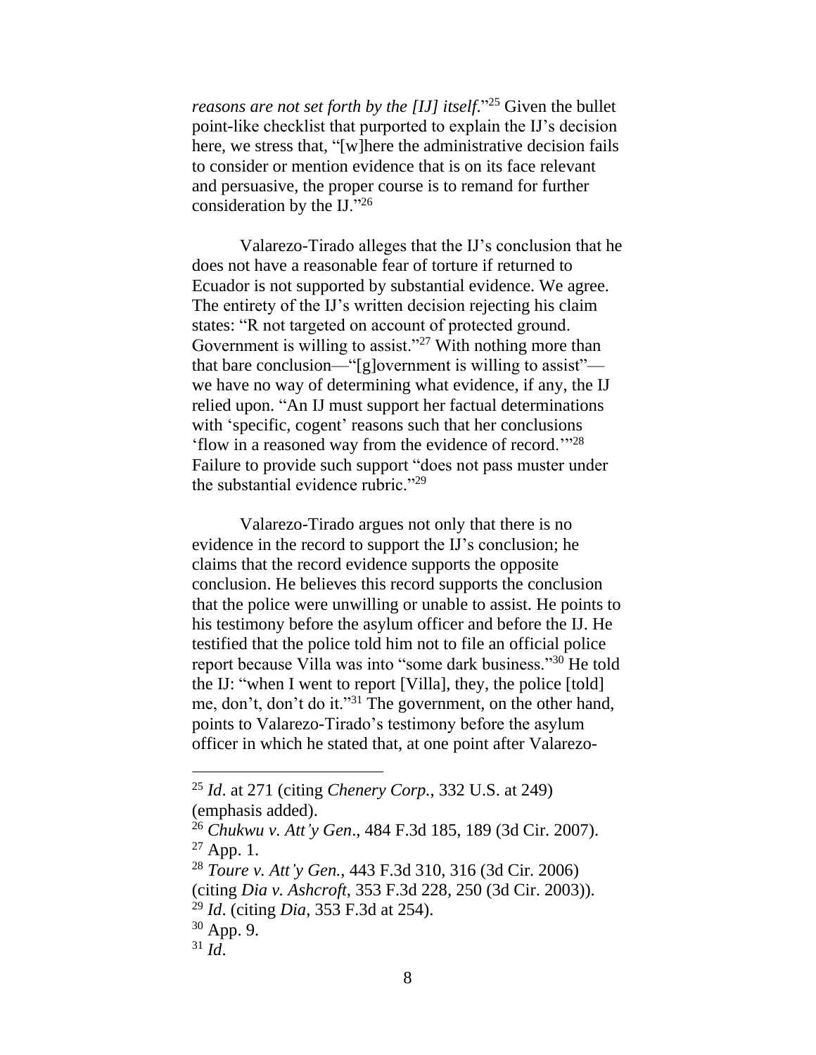*reasons are not set forth by the [IJ] itself*."[25] Given the bullet point-like checklist that purported to explain the IJ's decision here, we stress that, "[w]here the administrative decision fails to consider or mention evidence that is on its face relevant and persuasive, the proper course is to remand for further consideration by the IJ."[26]

Valarezo-Tirado alleges that the IJ's conclusion that he does not have a reasonable fear of torture if returned to Ecuador is not supported by substantial evidence. We agree. The entirety of the IJ's written decision rejecting his claim states: "R not targeted on account of protected ground. Government is willing to assist."[27] With nothing more than that bare conclusion—"[g]overnment is willing to assist"—we have no way of determining what evidence, if any, the IJ relied upon. "An IJ must support her factual determinations with 'specific, cogent' reasons such that her conclusions 'flow in a reasoned way from the evidence of record.'"[28] Failure to provide such support "does not pass muster under the substantial evidence rubric."[29]

Valarezo-Tirado argues not only that there is no evidence in the record to support the IJ's conclusion; he claims that the record evidence supports the opposite conclusion. He believes this record supports the conclusion that the police were unwilling or unable to assist. He points to his testimony before the asylum officer and before the IJ. He testified that the police told him not to file an official police report because Villa was into "some dark business."[30] He told the IJ: "when I went to report [Villa], they, the police [told] me, don't, don't do it."[31] The government, on the other hand, points to Valarezo-Tirado's testimony before the asylum officer in which he stated that, at one point after Valarezo-

---

[25] *Id*. at 271 (citing *Chenery Corp.*, 332 U.S. at 249) (emphasis added).

[26] *Chukwu v. Att'y Gen*., 484 F.3d 185, 189 (3d Cir. 2007).

[27] App. 1.

[28] *Toure v. Att'y Gen.*, 443 F.3d 310, 316 (3d Cir. 2006) (citing *Dia v. Ashcroft*, 353 F.3d 228, 250 (3d Cir. 2003)).

[29] *Id*. (citing *Dia*, 353 F.3d at 254).

[30] App. 9.

[31] *Id*.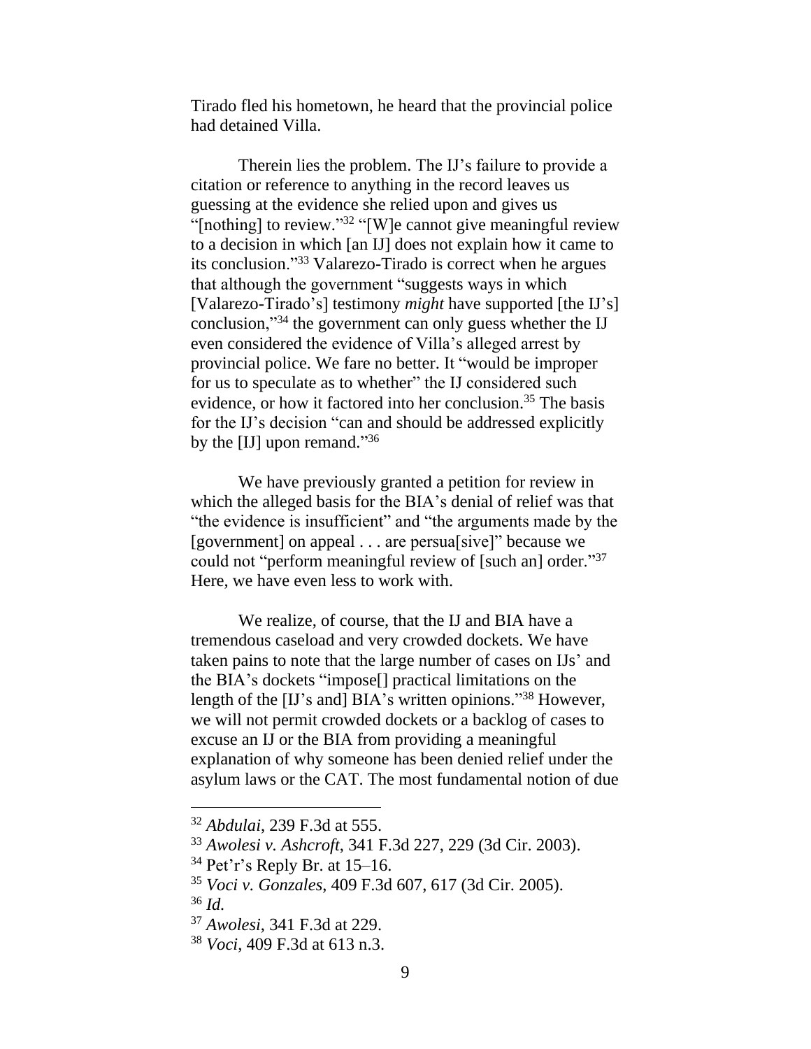Tirado fled his hometown, he heard that the provincial police had detained Villa.

Therein lies the problem. The IJ's failure to provide a citation or reference to anything in the record leaves us guessing at the evidence she relied upon and gives us "[nothing] to review."[32] "[W]e cannot give meaningful review to a decision in which [an IJ] does not explain how it came to its conclusion."[33] Valarezo-Tirado is correct when he argues that although the government "suggests ways in which [Valarezo-Tirado's] testimony *might* have supported [the IJ's] conclusion,"[34] the government can only guess whether the IJ even considered the evidence of Villa's alleged arrest by provincial police. We fare no better. It "would be improper for us to speculate as to whether" the IJ considered such evidence, or how it factored into her conclusion.[35] The basis for the IJ's decision "can and should be addressed explicitly by the [IJ] upon remand."[36]

We have previously granted a petition for review in which the alleged basis for the BIA's denial of relief was that "the evidence is insufficient" and "the arguments made by the [government] on appeal . . . are persua[sive]" because we could not "perform meaningful review of [such an] order."[37] Here, we have even less to work with.

We realize, of course, that the IJ and BIA have a tremendous caseload and very crowded dockets. We have taken pains to note that the large number of cases on IJs' and the BIA's dockets "impose[] practical limitations on the length of the [IJ's and] BIA's written opinions."[38] However, we will not permit crowded dockets or a backlog of cases to excuse an IJ or the BIA from providing a meaningful explanation of why someone has been denied relief under the asylum laws or the CAT. The most fundamental notion of due

---

[32] *Abdulai*, 239 F.3d at 555.

[33] *Awolesi v. Ashcroft*, 341 F.3d 227, 229 (3d Cir. 2003).

[34] Pet'r's Reply Br. at 15–16.

[35] *Voci v. Gonzales*, 409 F.3d 607, 617 (3d Cir. 2005).

[36] *Id.*

[37] *Awolesi*, 341 F.3d at 229.

[38] *Voci*, 409 F.3d at 613 n.3.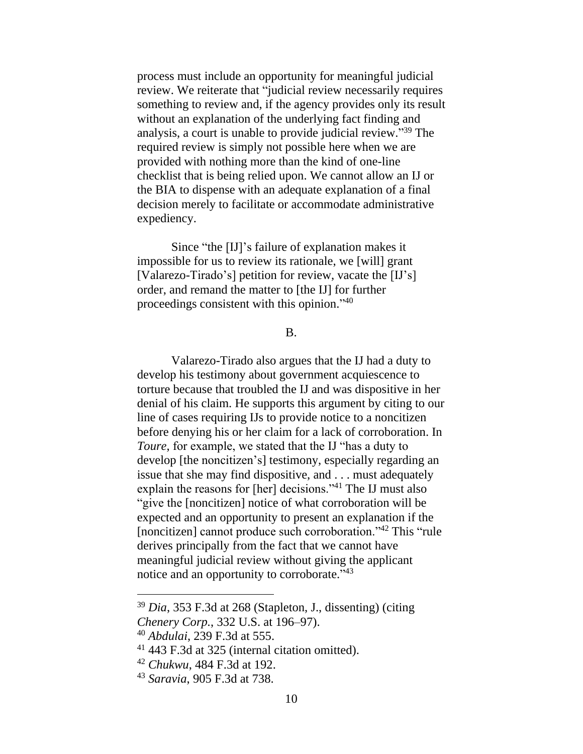process must include an opportunity for meaningful judicial review. We reiterate that "judicial review necessarily requires something to review and, if the agency provides only its result without an explanation of the underlying fact finding and analysis, a court is unable to provide judicial review."[39] The required review is simply not possible here when we are provided with nothing more than the kind of one-line checklist that is being relied upon. We cannot allow an IJ or the BIA to dispense with an adequate explanation of a final decision merely to facilitate or accommodate administrative expediency.

Since "the [IJ]'s failure of explanation makes it impossible for us to review its rationale, we [will] grant [Valarezo-Tirado's] petition for review, vacate the [IJ's] order, and remand the matter to [the IJ] for further proceedings consistent with this opinion."[40]

B.

Valarezo-Tirado also argues that the IJ had a duty to develop his testimony about government acquiescence to torture because that troubled the IJ and was dispositive in her denial of his claim. He supports this argument by citing to our line of cases requiring IJs to provide notice to a noncitizen before denying his or her claim for a lack of corroboration. In *Toure*, for example, we stated that the IJ "has a duty to develop [the noncitizen's] testimony, especially regarding an issue that she may find dispositive, and . . . must adequately explain the reasons for [her] decisions."[41] The IJ must also "give the [noncitizen] notice of what corroboration will be expected and an opportunity to present an explanation if the [noncitizen] cannot produce such corroboration."[42] This "rule derives principally from the fact that we cannot have meaningful judicial review without giving the applicant notice and an opportunity to corroborate."[43]

---

[39] *Dia*, 353 F.3d at 268 (Stapleton, J., dissenting) (citing *Chenery Corp.*, 332 U.S. at 196–97).

[40] *Abdulai*, 239 F.3d at 555.

[41] 443 F.3d at 325 (internal citation omitted).

[42] *Chukwu*, 484 F.3d at 192.

[43] *Saravia*, 905 F.3d at 738.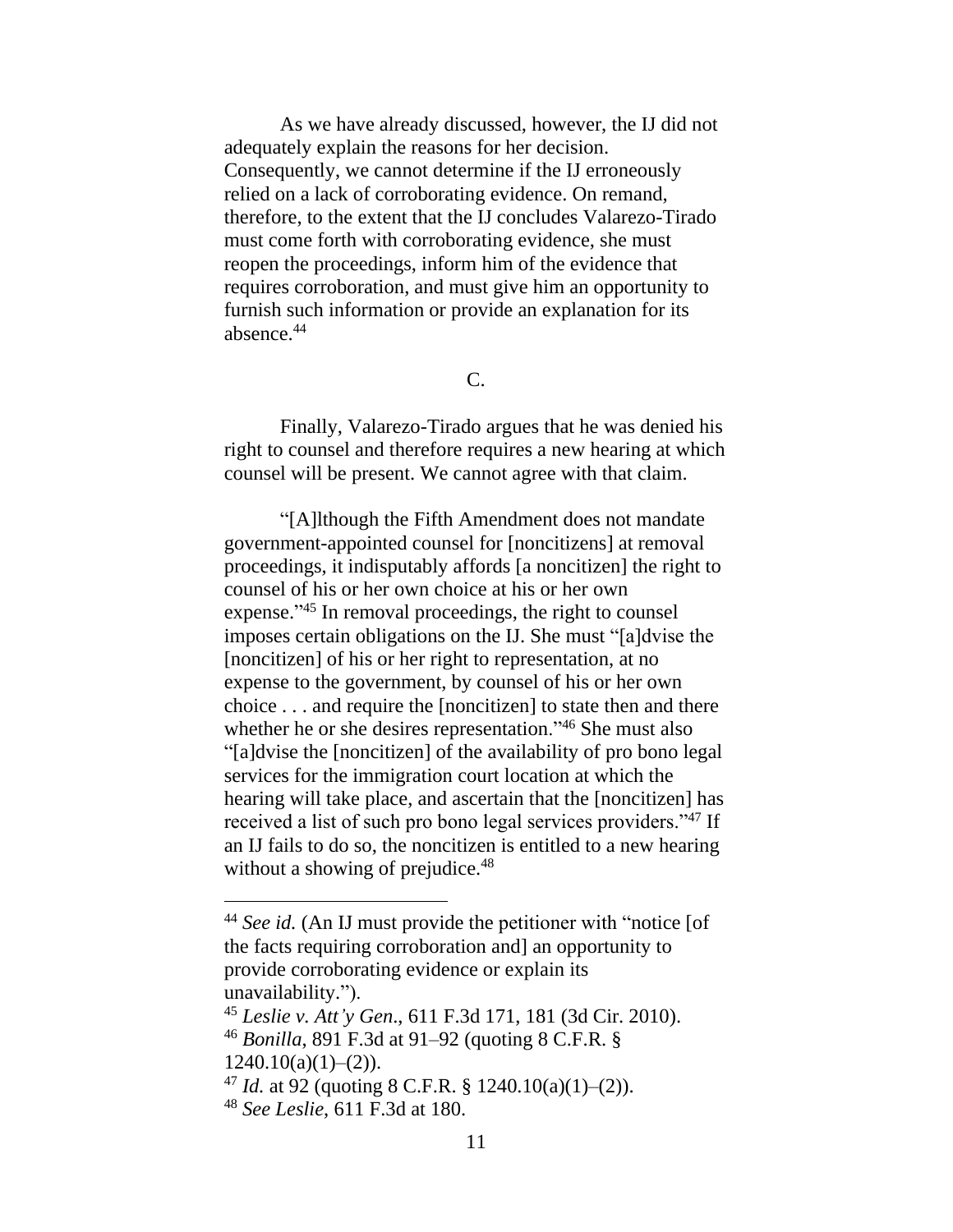As we have already discussed, however, the IJ did not adequately explain the reasons for her decision. Consequently, we cannot determine if the IJ erroneously relied on a lack of corroborating evidence. On remand, therefore, to the extent that the IJ concludes Valarezo-Tirado must come forth with corroborating evidence, she must reopen the proceedings, inform him of the evidence that requires corroboration, and must give him an opportunity to furnish such information or provide an explanation for its absence.[44]

C.

Finally, Valarezo-Tirado argues that he was denied his right to counsel and therefore requires a new hearing at which counsel will be present. We cannot agree with that claim.

"[A]lthough the Fifth Amendment does not mandate government-appointed counsel for [noncitizens] at removal proceedings, it indisputably affords [a noncitizen] the right to counsel of his or her own choice at his or her own expense."[45] In removal proceedings, the right to counsel imposes certain obligations on the IJ. She must "[a]dvise the [noncitizen] of his or her right to representation, at no expense to the government, by counsel of his or her own choice . . . and require the [noncitizen] to state then and there whether he or she desires representation."[46] She must also "[a]dvise the [noncitizen] of the availability of pro bono legal services for the immigration court location at which the hearing will take place, and ascertain that the [noncitizen] has received a list of such pro bono legal services providers."[47] If an IJ fails to do so, the noncitizen is entitled to a new hearing without a showing of prejudice.[48]

---

[44] *See id.* (An IJ must provide the petitioner with "notice [of the facts requiring corroboration and] an opportunity to provide corroborating evidence or explain its unavailability.").

[45] *Leslie v. Att'y Gen.*, 611 F.3d 171, 181 (3d Cir. 2010).

[46] *Bonilla*, 891 F.3d at 91–92 (quoting 8 C.F.R. § 1240.10(a)(1)–(2)).

[47] *Id.* at 92 (quoting 8 C.F.R. § 1240.10(a)(1)–(2)).

[48] *See Leslie*, 611 F.3d at 180.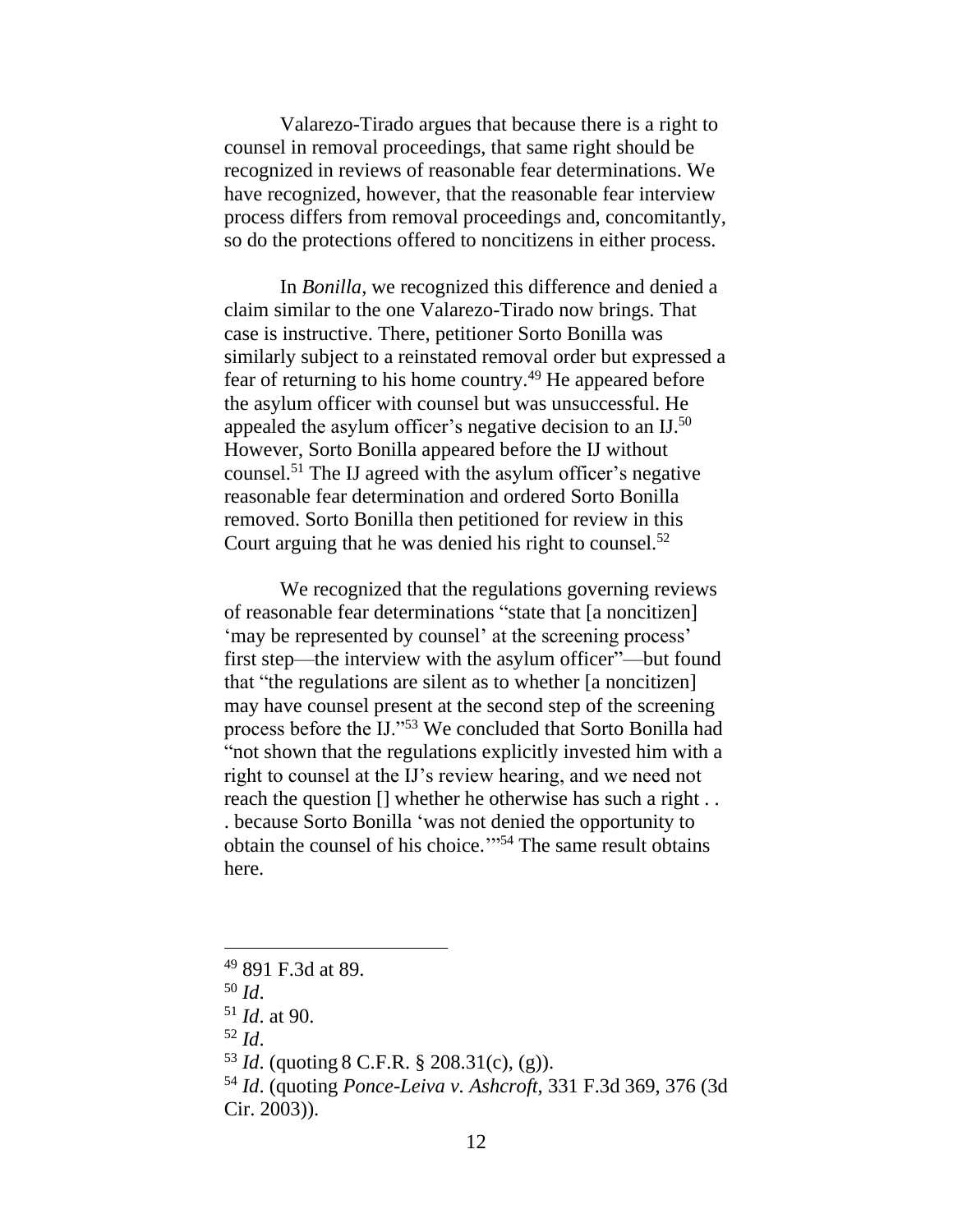Valarezo-Tirado argues that because there is a right to counsel in removal proceedings, that same right should be recognized in reviews of reasonable fear determinations. We have recognized, however, that the reasonable fear interview process differs from removal proceedings and, concomitantly, so do the protections offered to noncitizens in either process.

In *Bonilla*, we recognized this difference and denied a claim similar to the one Valarezo-Tirado now brings. That case is instructive. There, petitioner Sorto Bonilla was similarly subject to a reinstated removal order but expressed a fear of returning to his home country.[49] He appeared before the asylum officer with counsel but was unsuccessful. He appealed the asylum officer's negative decision to an IJ.[50] However, Sorto Bonilla appeared before the IJ without counsel.[51] The IJ agreed with the asylum officer's negative reasonable fear determination and ordered Sorto Bonilla removed. Sorto Bonilla then petitioned for review in this Court arguing that he was denied his right to counsel.[52]

We recognized that the regulations governing reviews of reasonable fear determinations "state that [a noncitizen] 'may be represented by counsel' at the screening process' first step—the interview with the asylum officer"—but found that "the regulations are silent as to whether [a noncitizen] may have counsel present at the second step of the screening process before the IJ."[53] We concluded that Sorto Bonilla had "not shown that the regulations explicitly invested him with a right to counsel at the IJ's review hearing, and we need not reach the question [] whether he otherwise has such a right . . . because Sorto Bonilla 'was not denied the opportunity to obtain the counsel of his choice.'"[54] The same result obtains here.

---

[49] 891 F.3d at 89.

[50] *Id*.

[51] *Id*. at 90.

[52] *Id*.

[53] *Id*. (quoting 8 C.F.R. § 208.31(c), (g)).

[54] *Id*. (quoting *Ponce-Leiva v. Ashcroft*, 331 F.3d 369, 376 (3d Cir. 2003)).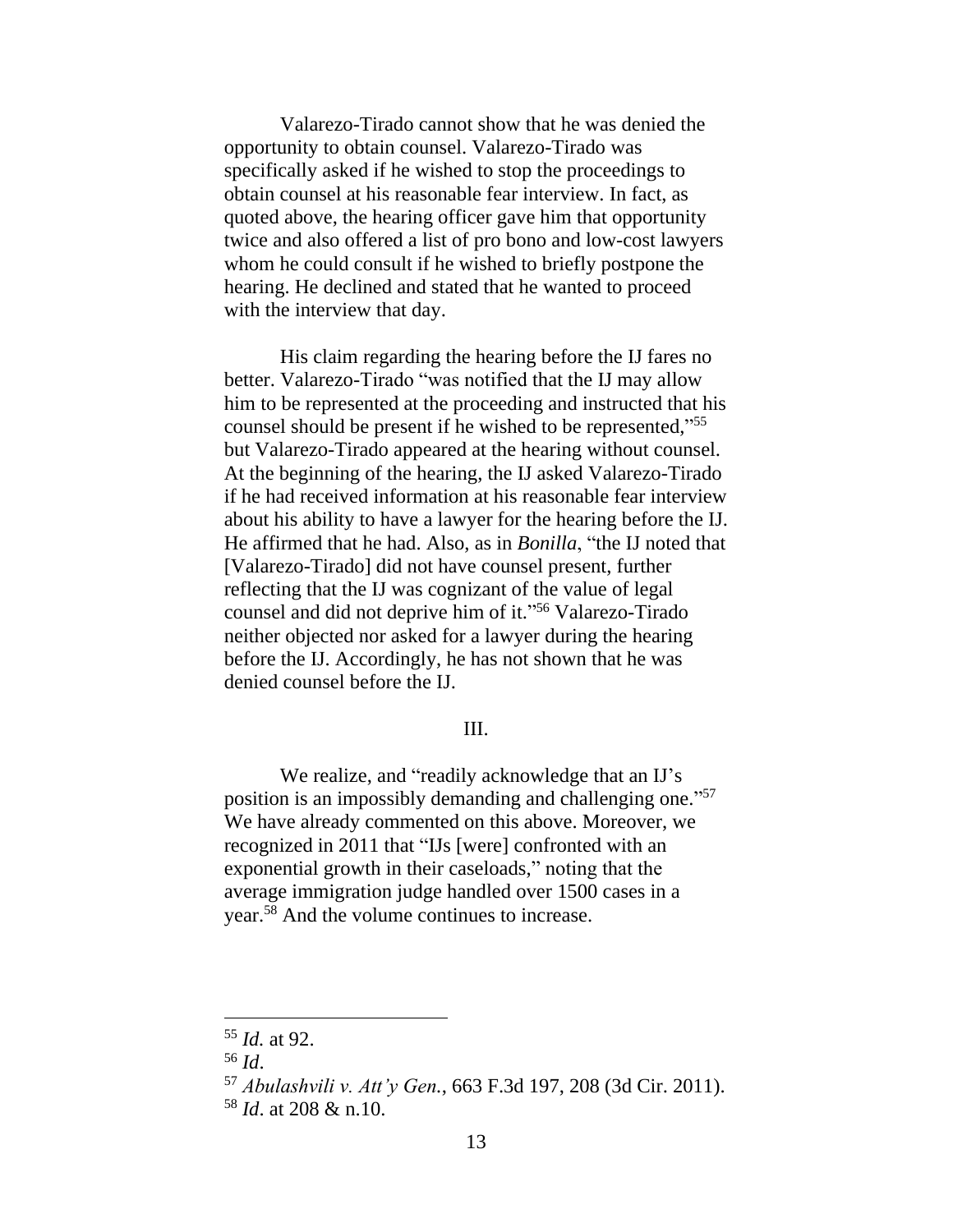Valarezo-Tirado cannot show that he was denied the opportunity to obtain counsel. Valarezo-Tirado was specifically asked if he wished to stop the proceedings to obtain counsel at his reasonable fear interview. In fact, as quoted above, the hearing officer gave him that opportunity twice and also offered a list of pro bono and low-cost lawyers whom he could consult if he wished to briefly postpone the hearing. He declined and stated that he wanted to proceed with the interview that day.

His claim regarding the hearing before the IJ fares no better. Valarezo-Tirado "was notified that the IJ may allow him to be represented at the proceeding and instructed that his counsel should be present if he wished to be represented,"[55] but Valarezo-Tirado appeared at the hearing without counsel. At the beginning of the hearing, the IJ asked Valarezo-Tirado if he had received information at his reasonable fear interview about his ability to have a lawyer for the hearing before the IJ. He affirmed that he had. Also, as in *Bonilla*, "the IJ noted that [Valarezo-Tirado] did not have counsel present, further reflecting that the IJ was cognizant of the value of legal counsel and did not deprive him of it."[56] Valarezo-Tirado neither objected nor asked for a lawyer during the hearing before the IJ. Accordingly, he has not shown that he was denied counsel before the IJ.

III.

We realize, and "readily acknowledge that an IJ's position is an impossibly demanding and challenging one."[57] We have already commented on this above. Moreover, we recognized in 2011 that "IJs [were] confronted with an exponential growth in their caseloads," noting that the average immigration judge handled over 1500 cases in a year.[58] And the volume continues to increase.

---

[55] *Id.* at 92.

[56] *Id*.

[57] *Abulashvili v. Att'y Gen.*, 663 F.3d 197, 208 (3d Cir. 2011).

[58] *Id*. at 208 & n.10.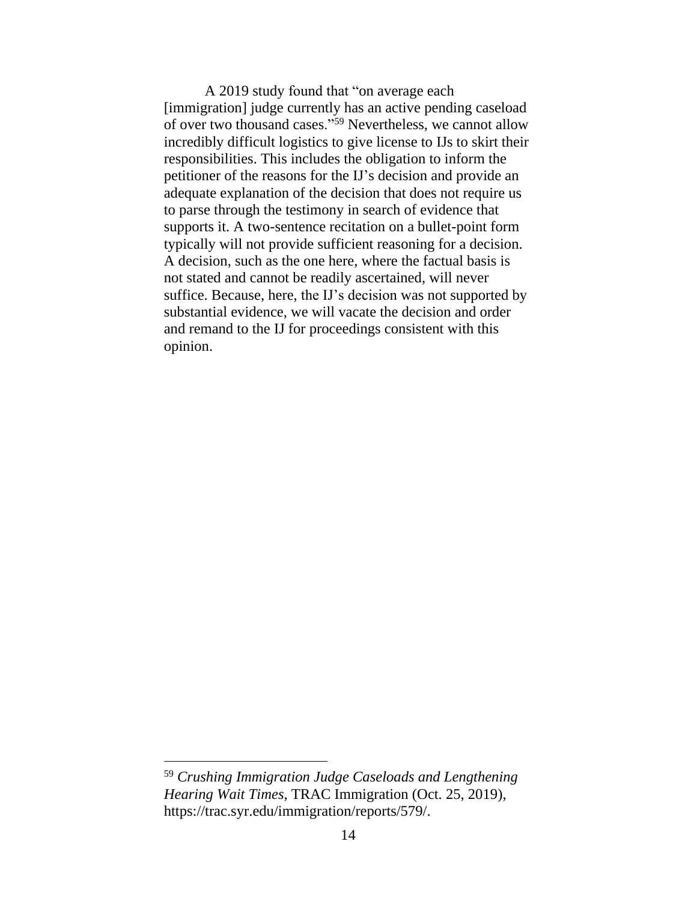A 2019 study found that "on average each [immigration] judge currently has an active pending caseload of over two thousand cases."[59] Nevertheless, we cannot allow incredibly difficult logistics to give license to IJs to skirt their responsibilities. This includes the obligation to inform the petitioner of the reasons for the IJ's decision and provide an adequate explanation of the decision that does not require us to parse through the testimony in search of evidence that supports it. A two-sentence recitation on a bullet-point form typically will not provide sufficient reasoning for a decision. A decision, such as the one here, where the factual basis is not stated and cannot be readily ascertained, will never suffice. Because, here, the IJ's decision was not supported by substantial evidence, we will vacate the decision and order and remand to the IJ for proceedings consistent with this opinion.

---

[59] *Crushing Immigration Judge Caseloads and Lengthening Hearing Wait Times*, TRAC Immigration (Oct. 25, 2019), https://trac.syr.edu/immigration/reports/579/.